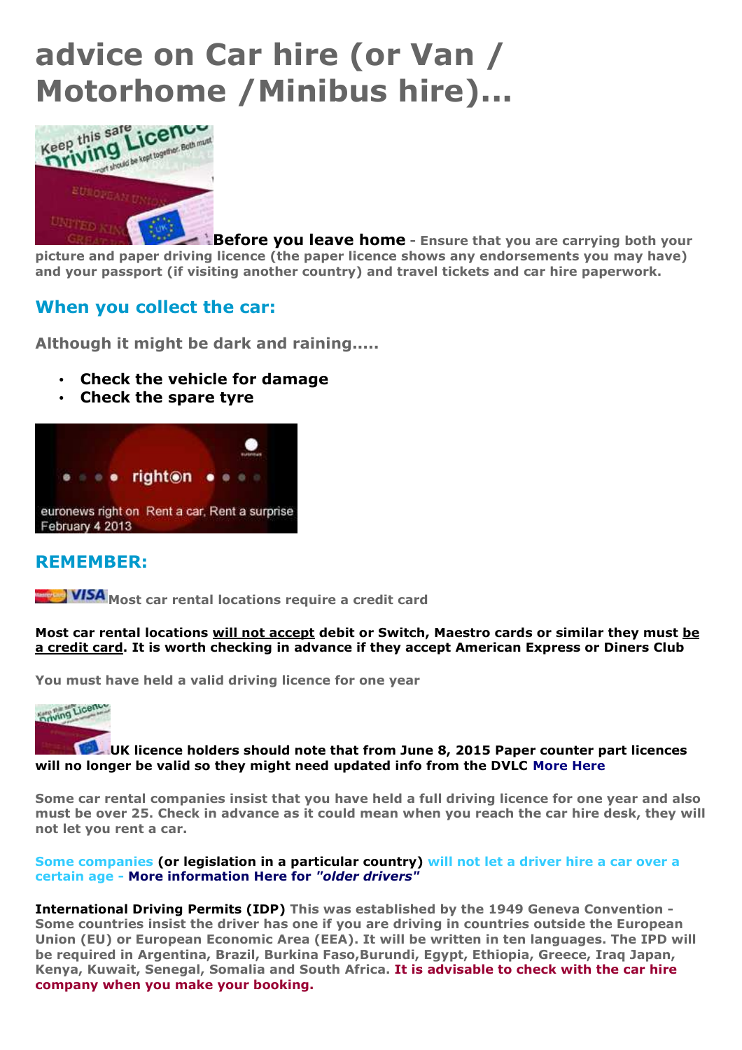# advice on Car hire (or Van / Motorhome /Minibus hire)...

**Before you leave home** - **Ensure that you are carrying both your picture and paper driving licence (the paper licence shows any endorsements you may have) and your passport (if visiting another country) and travel tickets and car hire paperwork.**

## When you collect the car:

**Although it might be dark and raining.....**

- **Check the vehicle for damage**
- **Check the spare tyre**

euronews right on Rent a car, Rent a surprise
February 4 2013

## REMEMBER:

**Most car rental locations require a credit card**

**Most car rental locations will not accept debit or Switch, Maestro cards or similar they must be a credit card. It is worth checking in advance if they accept American Express or Diners Club**

**You must have held a valid driving licence for one year**

**UK licence holders should note that from June 8, 2015 Paper counter part licences will no longer be valid so they might need updated info from the DVLC More Here**

**Some car rental companies insist that you have held a full driving licence for one year and also must be over 25. Check in advance as it could mean when you reach the car hire desk, they will not let you rent a car.**

**Some companies (or legislation in a particular country) will not let a driver hire a car over a certain age - More information Here for *"older drivers"***

**International Driving Permits (IDP)** **This was established by the 1949 Geneva Convention - Some countries insist the driver has one if you are driving in countries outside the European Union (EU) or European Economic Area (EEA). It will be written in ten languages. The IPD will be required in Argentina, Brazil, Burkina Faso,Burundi, Egypt, Ethiopia, Greece, Iraq Japan, Kenya, Kuwait, Senegal, Somalia and South Africa. It is advisable to check with the car hire company when you make your booking.**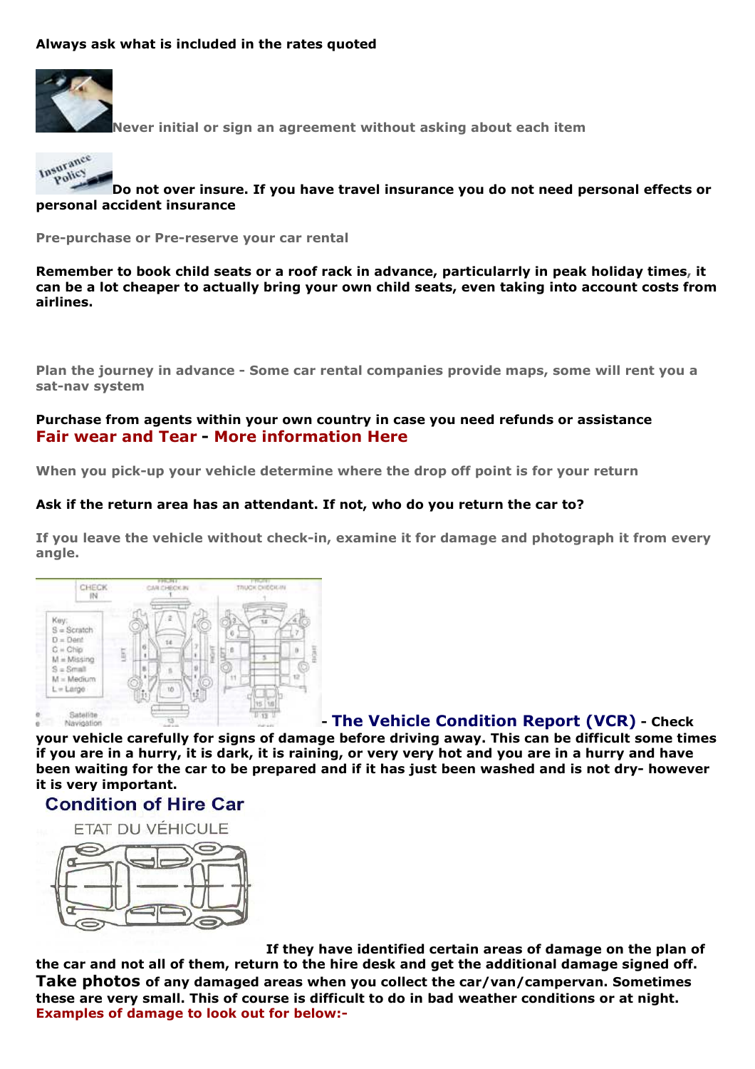**Always ask what is included in the rates quoted**

**Never initial or sign an agreement without asking about each item**

**Do not over insure. If you have travel insurance you do not need personal effects or personal accident insurance**

**Pre-purchase or Pre-reserve your car rental**

**Remember to book child seats or a roof rack in advance, particularrly in peak holiday times, it can be a lot cheaper to actually bring your own child seats, even taking into account costs from airlines.**

**Plan the journey in advance - Some car rental companies provide maps, some will rent you a sat-nav system**

**Purchase from agents within your own country in case you need refunds or assistance**

**Fair wear and Tear - More information Here**

**When you pick-up your vehicle determine where the drop off point is for your return**

**Ask if the return area has an attendant. If not, who do you return the car to?**

**If you leave the vehicle without check-in, examine it for damage and photograph it from every angle.**

**- The Vehicle Condition Report (VCR) - Check your vehicle carefully for signs of damage before driving away. This can be difficult some times if you are in a hurry, it is dark, it is raining, or very very hot and you are in a hurry and have been waiting for the car to be prepared and if it has just been washed and is not dry- however it is very important.**

**If they have identified certain areas of damage on the plan of the car and not all of them, return to the hire desk and get the additional damage signed off. Take photos of any damaged areas when you collect the car/van/campervan. Sometimes these are very small. This of course is difficult to do in bad weather conditions or at night.**

**Examples of damage to look out for below:-**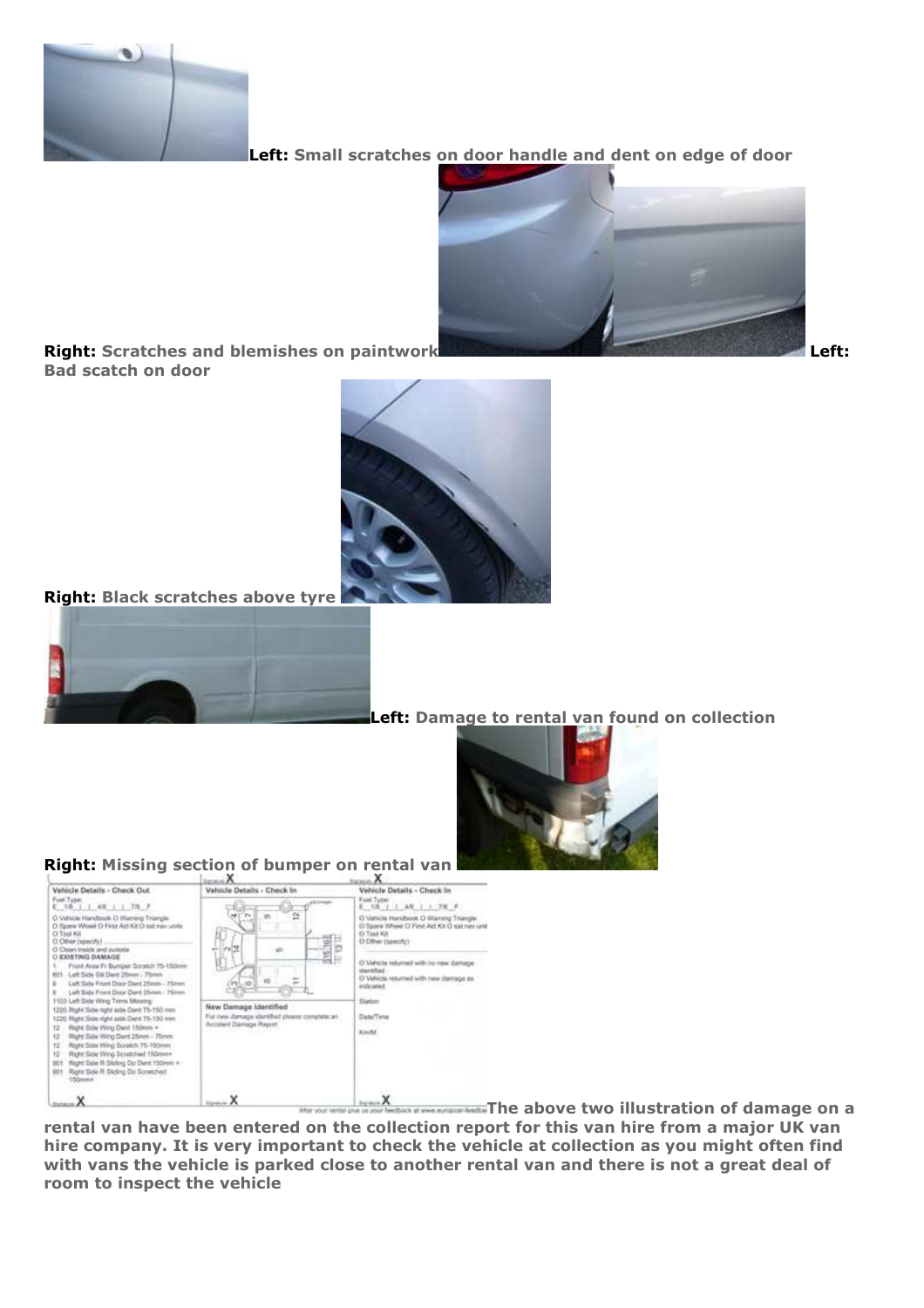**Left:** Small scratches on door handle and dent on edge of door

**Right:** Scratches and blemishes on paintwork

**Left:** Bad scatch on door

**Right:** Black scratches above tyre

**Left:** Damage to rental van found on collection

**Right:** Missing section of bumper on rental van

The above two illustration of damage on a rental van have been entered on the collection report for this van hire from a major UK van hire company. It is very important to check the vehicle at collection as you might often find with vans the vehicle is parked close to another rental van and there is not a great deal of room to inspect the vehicle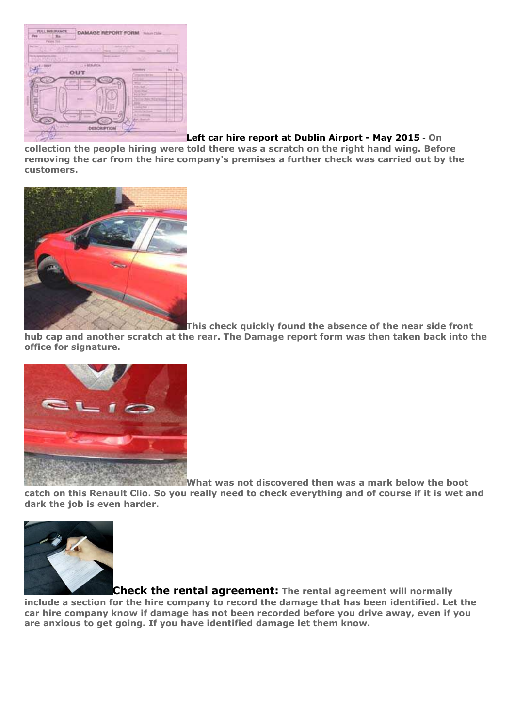**Left car hire report at Dublin Airport - May 2015** - **On collection the people hiring were told there was a scratch on the right hand wing. Before removing the car from the hire company's premises a further check was carried out by the customers.**

**This check quickly found the absence of the near side front hub cap and another scratch at the rear. The Damage report form was then taken back into the office for signature.**

**What was not discovered then was a mark below the boot catch on this Renault Clio. So you really need to check everything and of course if it is wet and dark the job is even harder.**

**Check the rental agreement:** **The rental agreement will normally include a section for the hire company to record the damage that has been identified. Let the car hire company know if damage has not been recorded before you drive away, even if you are anxious to get going. If you have identified damage let them know.**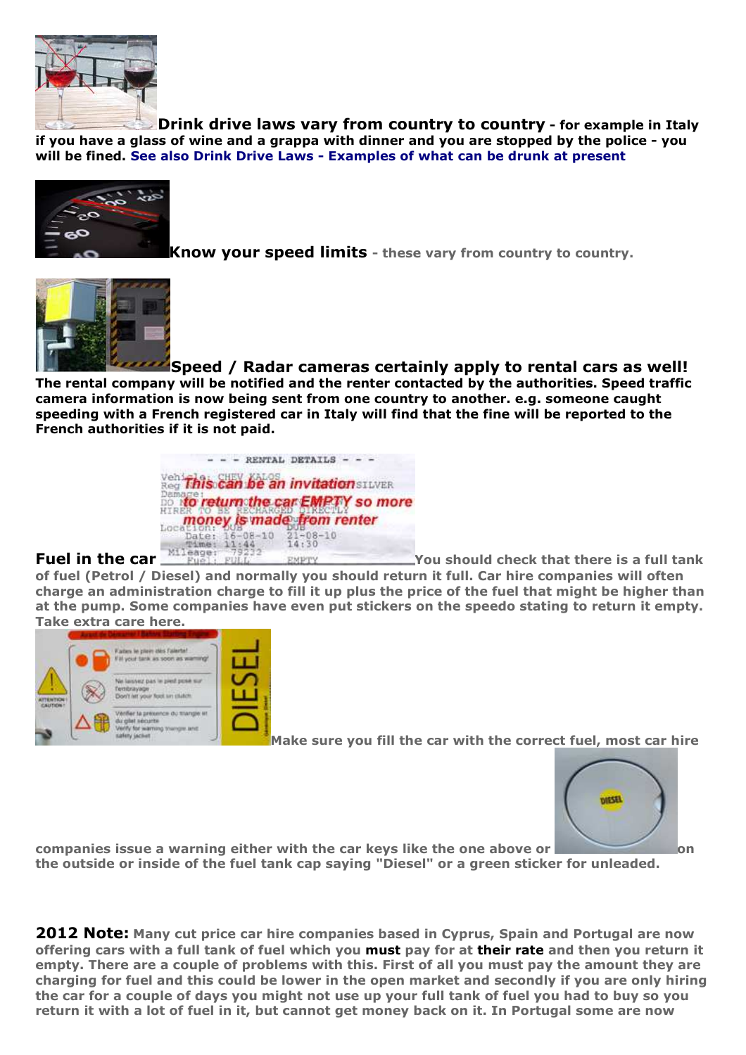**Drink drive laws vary from country to country** - **for example in Italy if you have a glass of wine and a grappa with dinner and you are stopped by the police - you will be fined. See also Drink Drive Laws - Examples of what can be drunk at present**

**Know your speed limits** - **these vary from country to country.**

**Speed / Radar cameras certainly apply to rental cars as well!** **The rental company will be notified and the renter contacted by the authorities. Speed traffic camera information is now being sent from one country to another. e.g. someone caught speeding with a French registered car in Italy will find that the fine will be reported to the French authorities if it is not paid.**

**Fuel in the car** **You should check that there is a full tank of fuel (Petrol / Diesel) and normally you should return it full. Car hire companies will often charge an administration charge to fill it up plus the price of the fuel that might be higher than at the pump. Some companies have even put stickers on the speedo stating to return it empty. Take extra care here.**

**Make sure you fill the car with the correct fuel, most car hire companies issue a warning either with the car keys like the one above or on the outside or inside of the fuel tank cap saying "Diesel" or a green sticker for unleaded.**

**2012 Note:** **Many cut price car hire companies based in Cyprus, Spain and Portugal are now offering cars with a full tank of fuel which you must pay for at their rate and then you return it empty. There are a couple of problems with this. First of all you must pay the amount they are charging for fuel and this could be lower in the open market and secondly if you are only hiring the car for a couple of days you might not use up your full tank of fuel you had to buy so you return it with a lot of fuel in it, but cannot get money back on it. In Portugal some are now**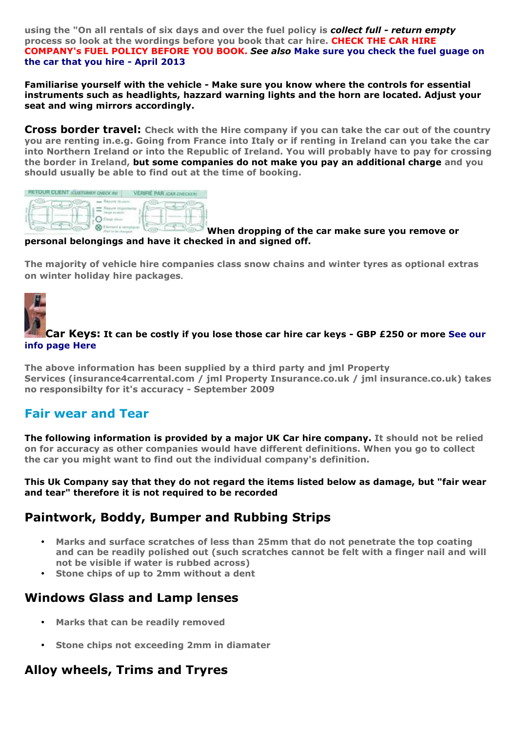using the "On all rentals of six days and over the fuel policy is ***collect full - return empty*** process so look at the wordings before you book that car hire. **CHECK THE CAR HIRE COMPANY's FUEL POLICY BEFORE YOU BOOK.** ***See also*** **Make sure you check the fuel guage on the car that you hire - April 2013**

**Familiarise yourself with the vehicle - Make sure you know where the controls for essential instruments such as headlights, hazzard warning lights and the horn are located. Adjust your seat and wing mirrors accordingly.**

**Cross border travel:** Check with the Hire company if you can take the car out of the country you are renting in.e.g. Going from France into Italy or if renting in Ireland can you take the car into Northern Ireland or into the Republic of Ireland. You will probably have to pay for crossing the border in Ireland, **but some companies do not make you pay an additional charge** and you should usually be able to find out at the time of booking.

**When dropping of the car make sure you remove or personal belongings and have it checked in and signed off.**

The majority of vehicle hire companies class snow chains and winter tyres as optional extras on winter holiday hire packages.

**Car Keys:** **It can be costly if you lose those car hire car keys - GBP £250 or more** See our info page Here

The above information has been supplied by a third party and jml Property Services (insurance4carrental.com / jml Property Insurance.co.uk / jml insurance.co.uk) takes no responsibilty for it's accuracy - September 2009

## Fair wear and Tear

**The following information is provided by a major UK Car hire company.** It should not be relied on for accuracy as other companies would have different definitions. When you go to collect the car you might want to find out the individual company's definition.

**This Uk Company say that they do not regard the items listed below as damage, but "fair wear and tear" therefore it is not required to be recorded**

## Paintwork, Boddy, Bumper and Rubbing Strips

- Marks and surface scratches of less than 25mm that do not penetrate the top coating and can be readily polished out (such scratches cannot be felt with a finger nail and will not be visible if water is rubbed across)
- Stone chips of up to 2mm without a dent

## Windows Glass and Lamp lenses

- Marks that can be readily removed
- Stone chips not exceeding 2mm in diamater

## Alloy wheels, Trims and Tryres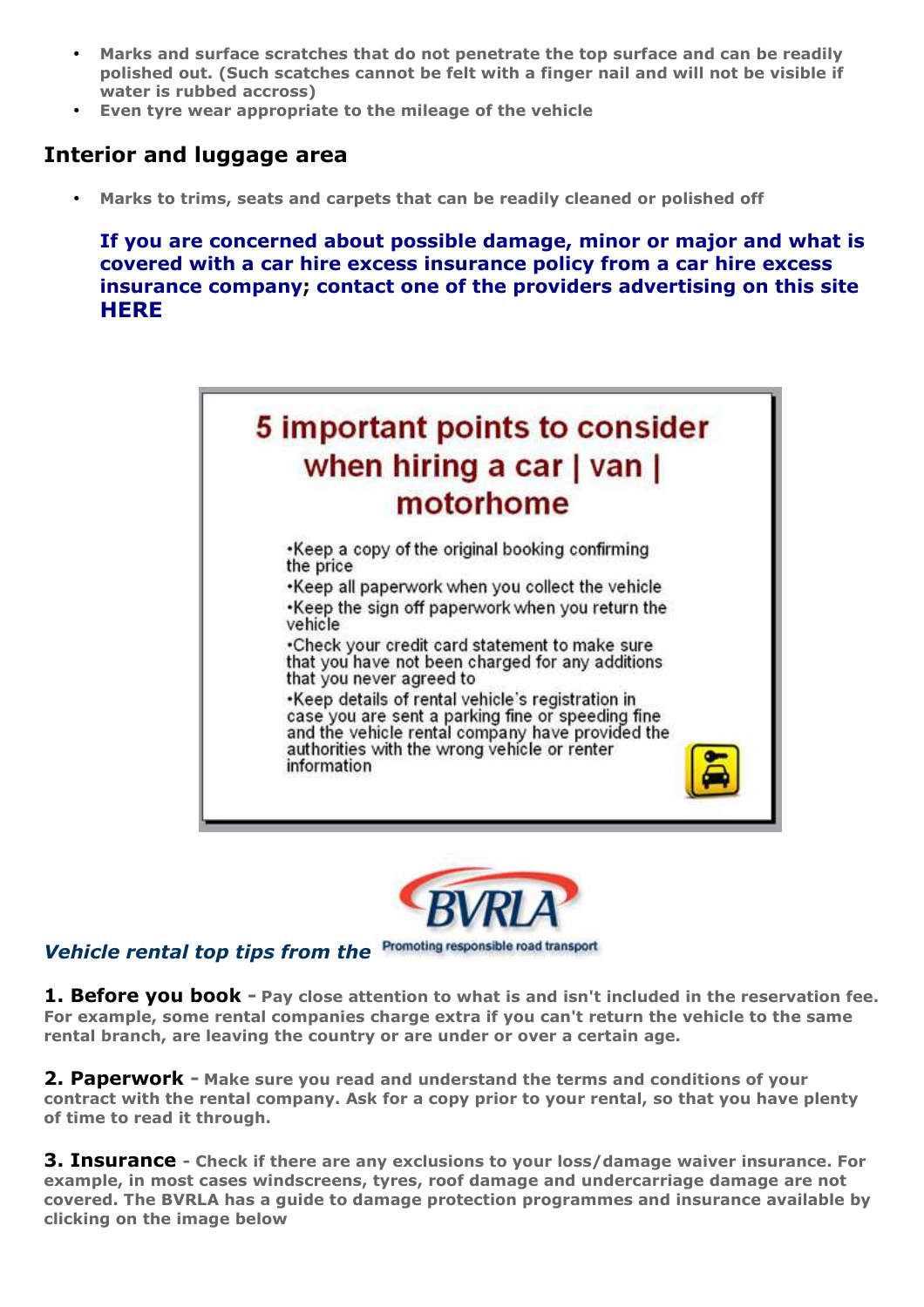- **Marks and surface scratches that do not penetrate the top surface and can be readily polished out. (Such scratches cannot be felt with a finger nail and will not be visible if water is rubbed accross)**
- **Even tyre wear appropriate to the mileage of the vehicle**

## Interior and luggage area

- **Marks to trims, seats and carpets that can be readily cleaned or polished off**

**If you are concerned about possible damage, minor or major and what is covered with a car hire excess insurance policy from a car hire excess insurance company; contact one of the providers advertising on this site HERE**

## 5 important points to consider when hiring a car | van | motorhome

- Keep a copy of the original booking confirming the price
- Keep all paperwork when you collect the vehicle
- Keep the sign off paperwork when you return the vehicle
- Check your credit card statement to make sure that you have not been charged for any additions that you never agreed to
- Keep details of rental vehicle's registration in case you are sent a parking fine or speeding fine and the vehicle rental company have provided the authorities with the wrong vehicle or renter information

### *Vehicle rental top tips from the* BVRLA

Promoting responsible road transport

**1. Before you book - Pay close attention to what is and isn't included in the reservation fee. For example, some rental companies charge extra if you can't return the vehicle to the same rental branch, are leaving the country or are under or over a certain age.**

**2. Paperwork - Make sure you read and understand the terms and conditions of your contract with the rental company. Ask for a copy prior to your rental, so that you have plenty of time to read it through.**

**3. Insurance - Check if there are any exclusions to your loss/damage waiver insurance. For example, in most cases windscreens, tyres, roof damage and undercarriage damage are not covered. The BVRLA has a guide to damage protection programmes and insurance available by clicking on the image below**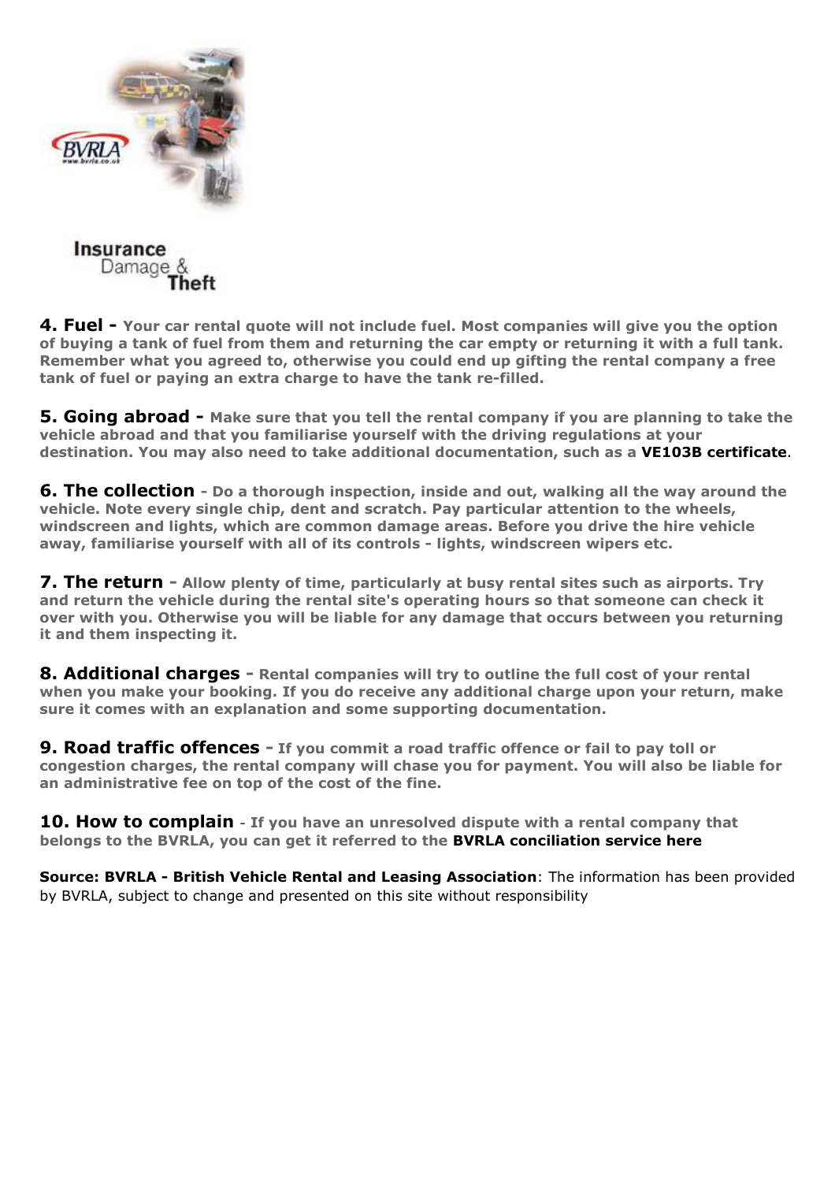Insurance
Damage &
Theft

**4. Fuel -** **Your car rental quote will not include fuel. Most companies will give you the option of buying a tank of fuel from them and returning the car empty or returning it with a full tank. Remember what you agreed to, otherwise you could end up gifting the rental company a free tank of fuel or paying an extra charge to have the tank re-filled.**

**5. Going abroad -** **Make sure that you tell the rental company if you are planning to take the vehicle abroad and that you familiarise yourself with the driving regulations at your destination. You may also need to take additional documentation, such as a VE103B certificate**.

**6. The collection** **- Do a thorough inspection, inside and out, walking all the way around the vehicle. Note every single chip, dent and scratch. Pay particular attention to the wheels, windscreen and lights, which are common damage areas. Before you drive the hire vehicle away, familiarise yourself with all of its controls - lights, windscreen wipers etc.**

**7. The return -** **Allow plenty of time, particularly at busy rental sites such as airports. Try and return the vehicle during the rental site's operating hours so that someone can check it over with you. Otherwise you will be liable for any damage that occurs between you returning it and them inspecting it.**

**8. Additional charges -** **Rental companies will try to outline the full cost of your rental when you make your booking. If you do receive any additional charge upon your return, make sure it comes with an explanation and some supporting documentation.**

**9. Road traffic offences -** **If you commit a road traffic offence or fail to pay toll or congestion charges, the rental company will chase you for payment. You will also be liable for an administrative fee on top of the cost of the fine.**

**10. How to complain** - **If you have an unresolved dispute with a rental company that belongs to the BVRLA, you can get it referred to the BVRLA conciliation service here**

**Source: BVRLA - British Vehicle Rental and Leasing Association**: The information has been provided by BVRLA, subject to change and presented on this site without responsibility